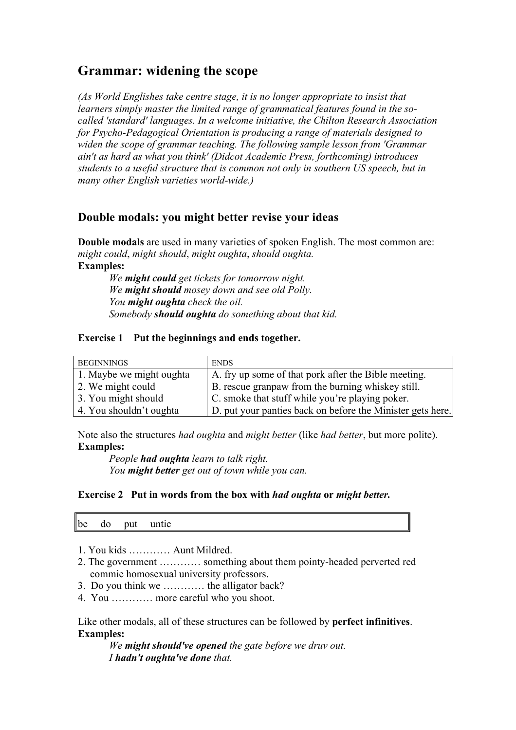# Grammar: widening the scope

*(As World Englishes take centre stage, it is no longer appropriate to insist that learners simply master the limited range of grammatical features found in the so-called 'standard' languages. In a welcome initiative, the Chilton Research Association for Psycho-Pedagogical Orientation is producing a range of materials designed to widen the scope of grammar teaching. The following sample lesson from 'Grammar ain't as hard as what you think' (Didcot Academic Press, forthcoming) introduces students to a useful structure that is common not only in southern US speech, but in many other English varieties world-wide.)*

## Double modals: you might better revise your ideas

**Double modals** are used in many varieties of spoken English. The most common are: *might could*, *might should*, *might oughta*, *should oughta.*

**Examples:**

> *We **might could** get tickets for tomorrow night.*
> *We **might should** mosey down and see old Polly.*
> *You **might oughta** check the oil.*
> *Somebody **should oughta** do something about that kid.*

**Exercise 1 Put the beginnings and ends together.**

| BEGINNINGS | ENDS |
|---|---|
| 1. Maybe we might oughta | A. fry up some of that pork after the Bible meeting. |
| 2. We might could | B. rescue granpaw from the burning whiskey still. |
| 3. You might should | C. smoke that stuff while you're playing poker. |
| 4. You shouldn't oughta | D. put your panties back on before the Minister gets here. |

Note also the structures *had oughta* and *might better* (like *had better*, but more polite).

**Examples:**

> *People **had oughta** learn to talk right.*
> *You **might better** get out of town while you can.*

**Exercise 2 Put in words from the box with *had oughta* or *might better.***

| be do put untie |
|---|

1. You kids ………… Aunt Mildred.
2. The government ………… something about them pointy-headed perverted red commie homosexual university professors.
3. Do you think we ………… the alligator back?
4. You ………… more careful who you shoot.

Like other modals, all of these structures can be followed by **perfect infinitives**.

**Examples:**

> *We **might should've opened** the gate before we druv out.*
> *I **hadn't oughta've done** that.*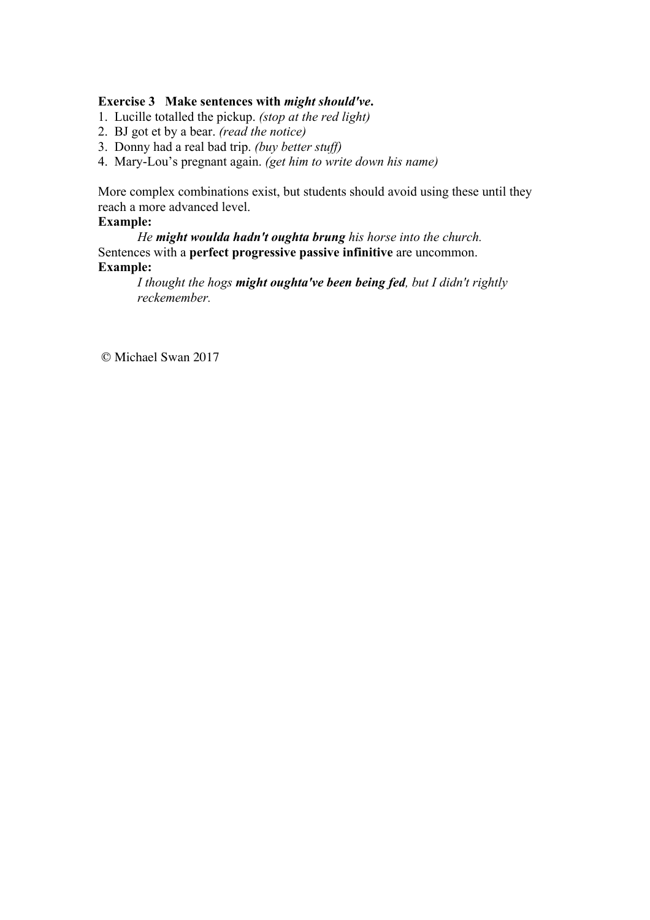**Exercise 3 Make sentences with *might should've*.**

1. Lucille totalled the pickup. *(stop at the red light)*
2. BJ got et by a bear. *(read the notice)*
3. Donny had a real bad trip. *(buy better stuff)*
4. Mary-Lou's pregnant again. *(get him to write down his name)*

More complex combinations exist, but students should avoid using these until they reach a more advanced level.

**Example:**

> *He **might woulda hadn't oughta brung** his horse into the church.*

Sentences with a **perfect progressive passive infinitive** are uncommon.

**Example:**

> *I thought the hogs **might oughta've been being fed**, but I didn't rightly reckemember.*

© Michael Swan 2017